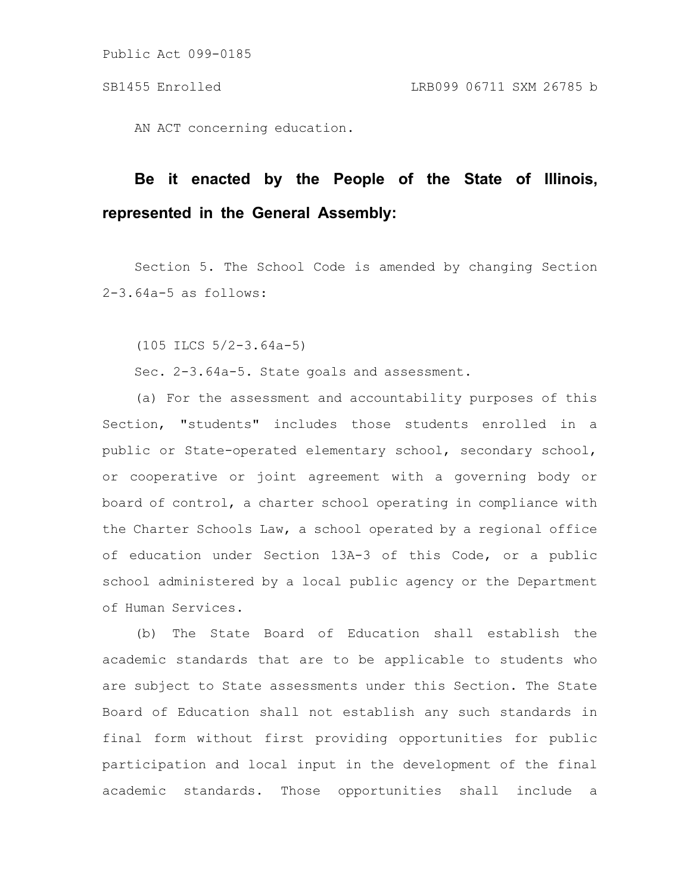Public Act 099-0185

SB1455 Enrolled LRB099 06711 SXM 26785 b

AN ACT concerning education.

**Be it enacted by the People of the State of Illinois, represented in the General Assembly:**

Section 5. The School Code is amended by changing Section 2-3.64a-5 as follows:

(105 ILCS 5/2-3.64a-5)

Sec. 2-3.64a-5. State goals and assessment.

(a) For the assessment and accountability purposes of this Section, "students" includes those students enrolled in a public or State-operated elementary school, secondary school, or cooperative or joint agreement with a governing body or board of control, a charter school operating in compliance with the Charter Schools Law, a school operated by a regional office of education under Section 13A-3 of this Code, or a public school administered by a local public agency or the Department of Human Services.

(b) The State Board of Education shall establish the academic standards that are to be applicable to students who are subject to State assessments under this Section. The State Board of Education shall not establish any such standards in final form without first providing opportunities for public participation and local input in the development of the final academic standards. Those opportunities shall include a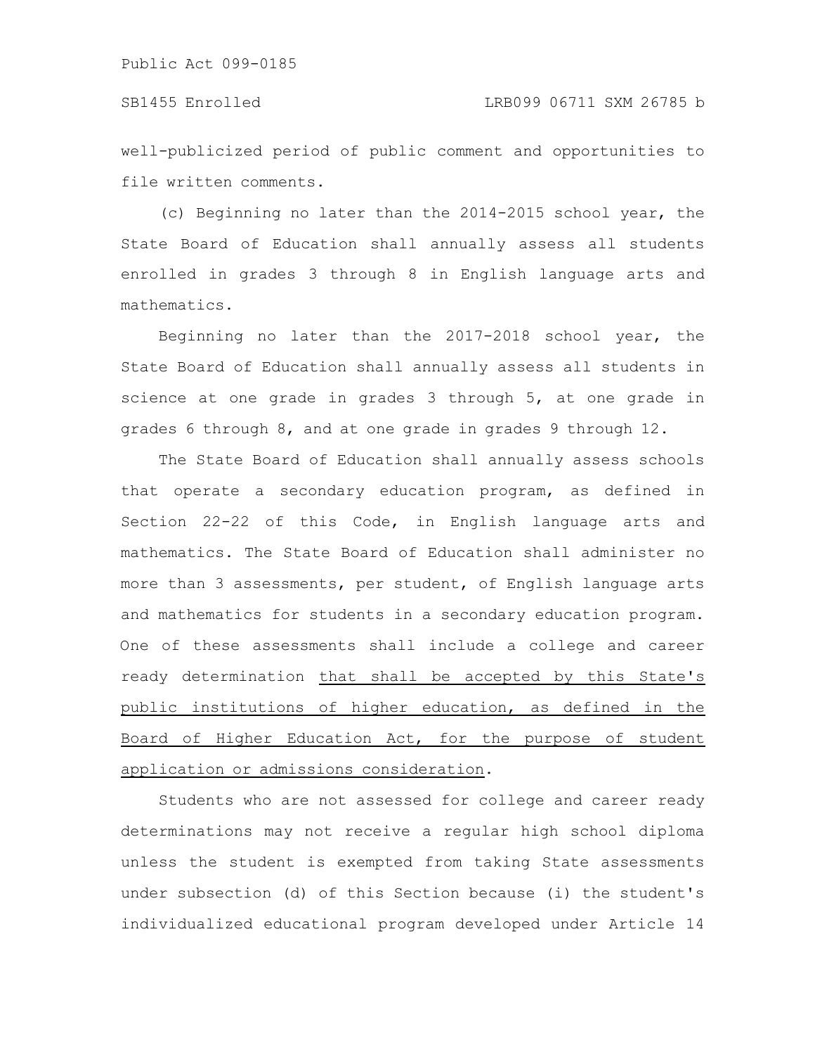well-publicized period of public comment and opportunities to file written comments.

(c) Beginning no later than the 2014-2015 school year, the State Board of Education shall annually assess all students enrolled in grades 3 through 8 in English language arts and mathematics.

Beginning no later than the 2017-2018 school year, the State Board of Education shall annually assess all students in science at one grade in grades 3 through 5, at one grade in grades 6 through 8, and at one grade in grades 9 through 12.

The State Board of Education shall annually assess schools that operate a secondary education program, as defined in Section 22-22 of this Code, in English language arts and mathematics. The State Board of Education shall administer no more than 3 assessments, per student, of English language arts and mathematics for students in a secondary education program. One of these assessments shall include a college and career ready determination <u>that shall be accepted by this State's public institutions of higher education, as defined in the Board of Higher Education Act, for the purpose of student application or admissions consideration</u>.

Students who are not assessed for college and career ready determinations may not receive a regular high school diploma unless the student is exempted from taking State assessments under subsection (d) of this Section because (i) the student's individualized educational program developed under Article 14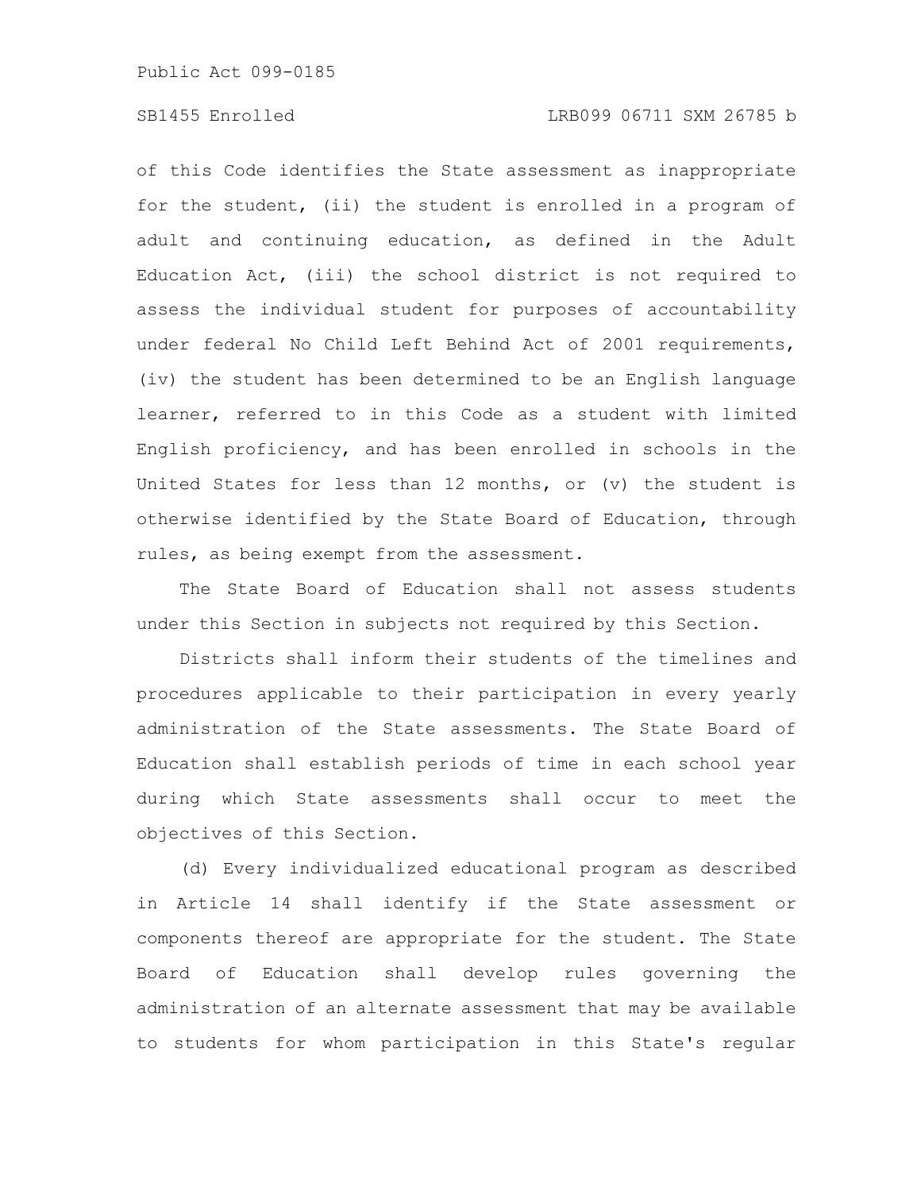of this Code identifies the State assessment as inappropriate for the student, (ii) the student is enrolled in a program of adult and continuing education, as defined in the Adult Education Act, (iii) the school district is not required to assess the individual student for purposes of accountability under federal No Child Left Behind Act of 2001 requirements, (iv) the student has been determined to be an English language learner, referred to in this Code as a student with limited English proficiency, and has been enrolled in schools in the United States for less than 12 months, or (v) the student is otherwise identified by the State Board of Education, through rules, as being exempt from the assessment.

The State Board of Education shall not assess students under this Section in subjects not required by this Section.

Districts shall inform their students of the timelines and procedures applicable to their participation in every yearly administration of the State assessments. The State Board of Education shall establish periods of time in each school year during which State assessments shall occur to meet the objectives of this Section.

(d) Every individualized educational program as described in Article 14 shall identify if the State assessment or components thereof are appropriate for the student. The State Board of Education shall develop rules governing the administration of an alternate assessment that may be available to students for whom participation in this State's regular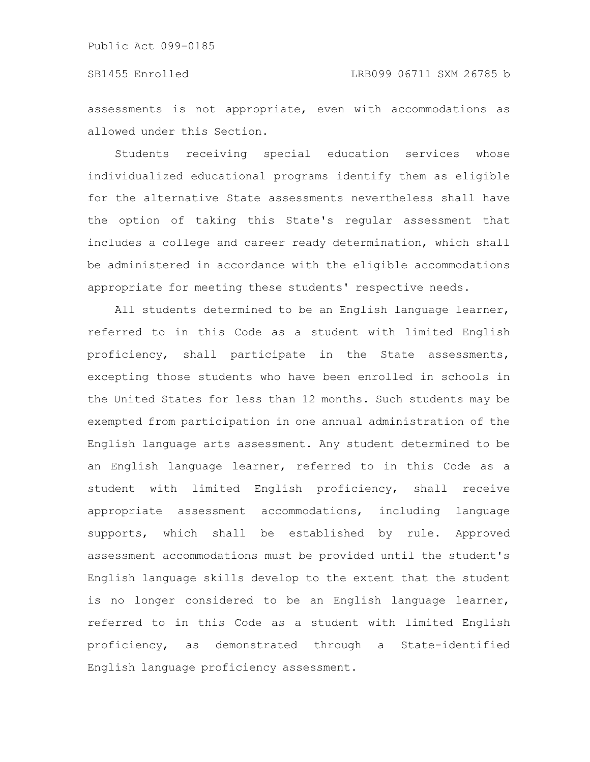assessments is not appropriate, even with accommodations as allowed under this Section.

Students receiving special education services whose individualized educational programs identify them as eligible for the alternative State assessments nevertheless shall have the option of taking this State's regular assessment that includes a college and career ready determination, which shall be administered in accordance with the eligible accommodations appropriate for meeting these students' respective needs.

All students determined to be an English language learner, referred to in this Code as a student with limited English proficiency, shall participate in the State assessments, excepting those students who have been enrolled in schools in the United States for less than 12 months. Such students may be exempted from participation in one annual administration of the English language arts assessment. Any student determined to be an English language learner, referred to in this Code as a student with limited English proficiency, shall receive appropriate assessment accommodations, including language supports, which shall be established by rule. Approved assessment accommodations must be provided until the student's English language skills develop to the extent that the student is no longer considered to be an English language learner, referred to in this Code as a student with limited English proficiency, as demonstrated through a State-identified English language proficiency assessment.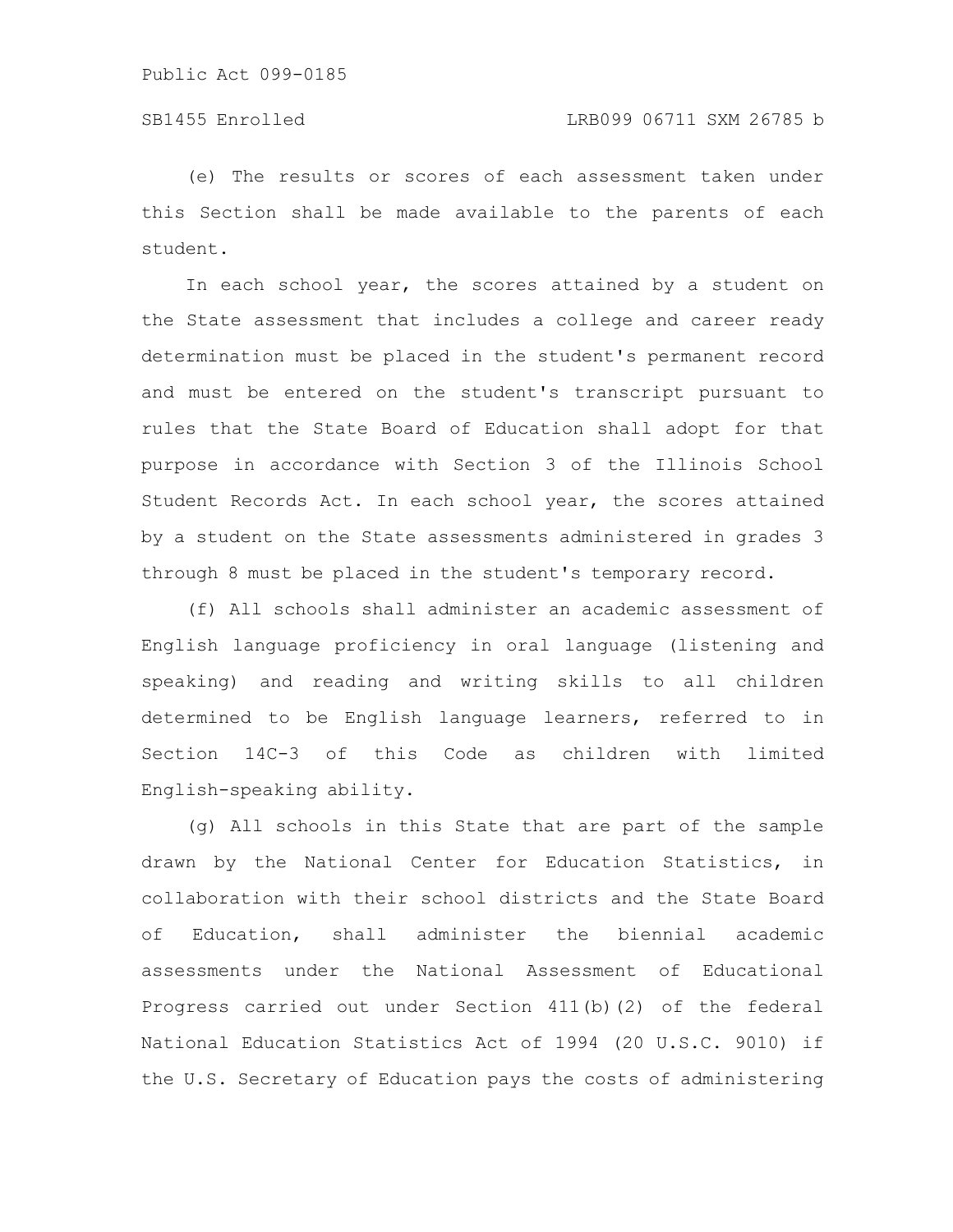(e) The results or scores of each assessment taken under this Section shall be made available to the parents of each student.

In each school year, the scores attained by a student on the State assessment that includes a college and career ready determination must be placed in the student's permanent record and must be entered on the student's transcript pursuant to rules that the State Board of Education shall adopt for that purpose in accordance with Section 3 of the Illinois School Student Records Act. In each school year, the scores attained by a student on the State assessments administered in grades 3 through 8 must be placed in the student's temporary record.

(f) All schools shall administer an academic assessment of English language proficiency in oral language (listening and speaking) and reading and writing skills to all children determined to be English language learners, referred to in Section 14C-3 of this Code as children with limited English-speaking ability.

(g) All schools in this State that are part of the sample drawn by the National Center for Education Statistics, in collaboration with their school districts and the State Board of Education, shall administer the biennial academic assessments under the National Assessment of Educational Progress carried out under Section 411(b)(2) of the federal National Education Statistics Act of 1994 (20 U.S.C. 9010) if the U.S. Secretary of Education pays the costs of administering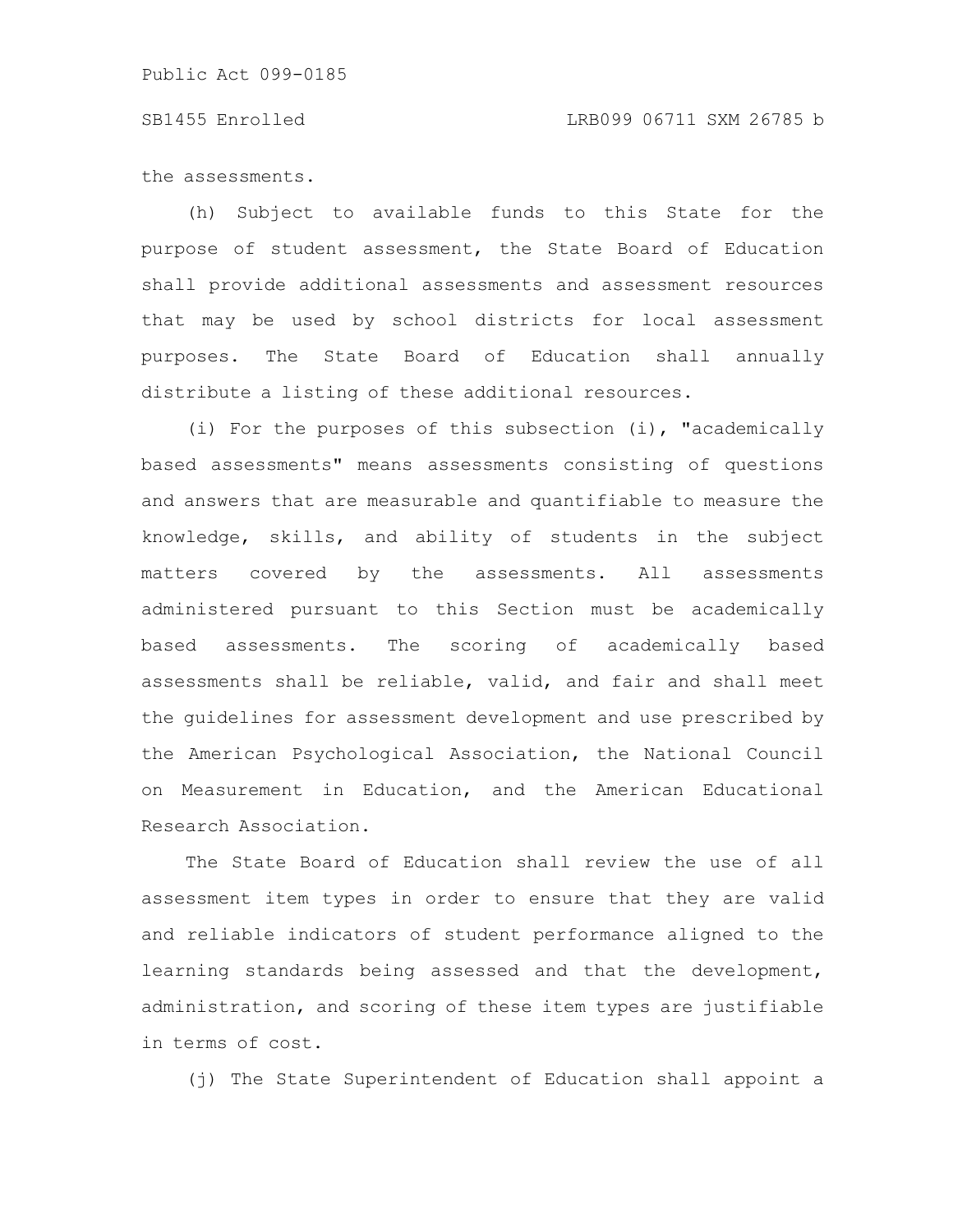the assessments.

(h) Subject to available funds to this State for the purpose of student assessment, the State Board of Education shall provide additional assessments and assessment resources that may be used by school districts for local assessment purposes. The State Board of Education shall annually distribute a listing of these additional resources.

(i) For the purposes of this subsection (i), "academically based assessments" means assessments consisting of questions and answers that are measurable and quantifiable to measure the knowledge, skills, and ability of students in the subject matters covered by the assessments. All assessments administered pursuant to this Section must be academically based assessments. The scoring of academically based assessments shall be reliable, valid, and fair and shall meet the guidelines for assessment development and use prescribed by the American Psychological Association, the National Council on Measurement in Education, and the American Educational Research Association.

The State Board of Education shall review the use of all assessment item types in order to ensure that they are valid and reliable indicators of student performance aligned to the learning standards being assessed and that the development, administration, and scoring of these item types are justifiable in terms of cost.

(j) The State Superintendent of Education shall appoint a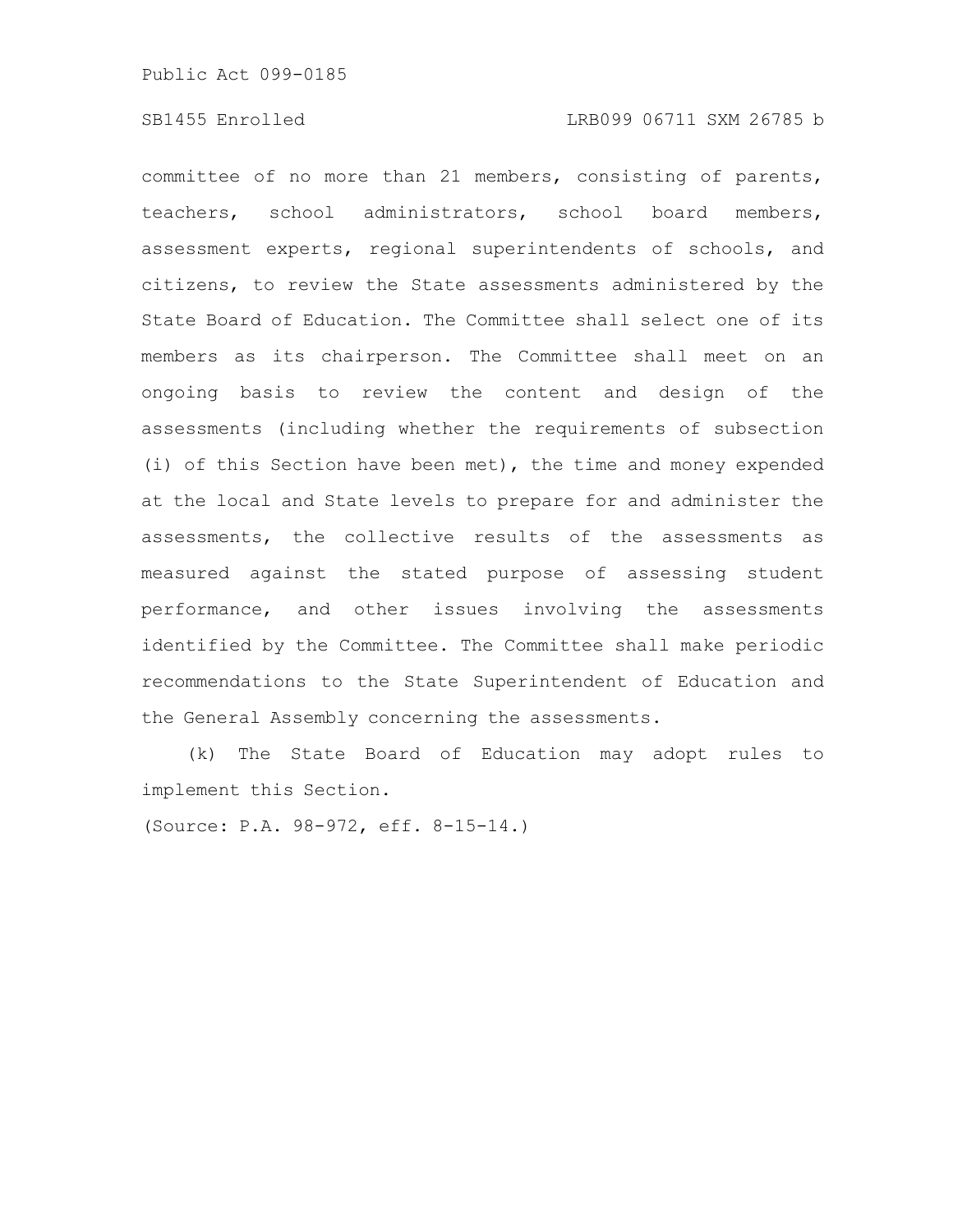committee of no more than 21 members, consisting of parents, teachers, school administrators, school board members, assessment experts, regional superintendents of schools, and citizens, to review the State assessments administered by the State Board of Education. The Committee shall select one of its members as its chairperson. The Committee shall meet on an ongoing basis to review the content and design of the assessments (including whether the requirements of subsection (i) of this Section have been met), the time and money expended at the local and State levels to prepare for and administer the assessments, the collective results of the assessments as measured against the stated purpose of assessing student performance, and other issues involving the assessments identified by the Committee. The Committee shall make periodic recommendations to the State Superintendent of Education and the General Assembly concerning the assessments.

(k) The State Board of Education may adopt rules to implement this Section.

(Source: P.A. 98-972, eff. 8-15-14.)